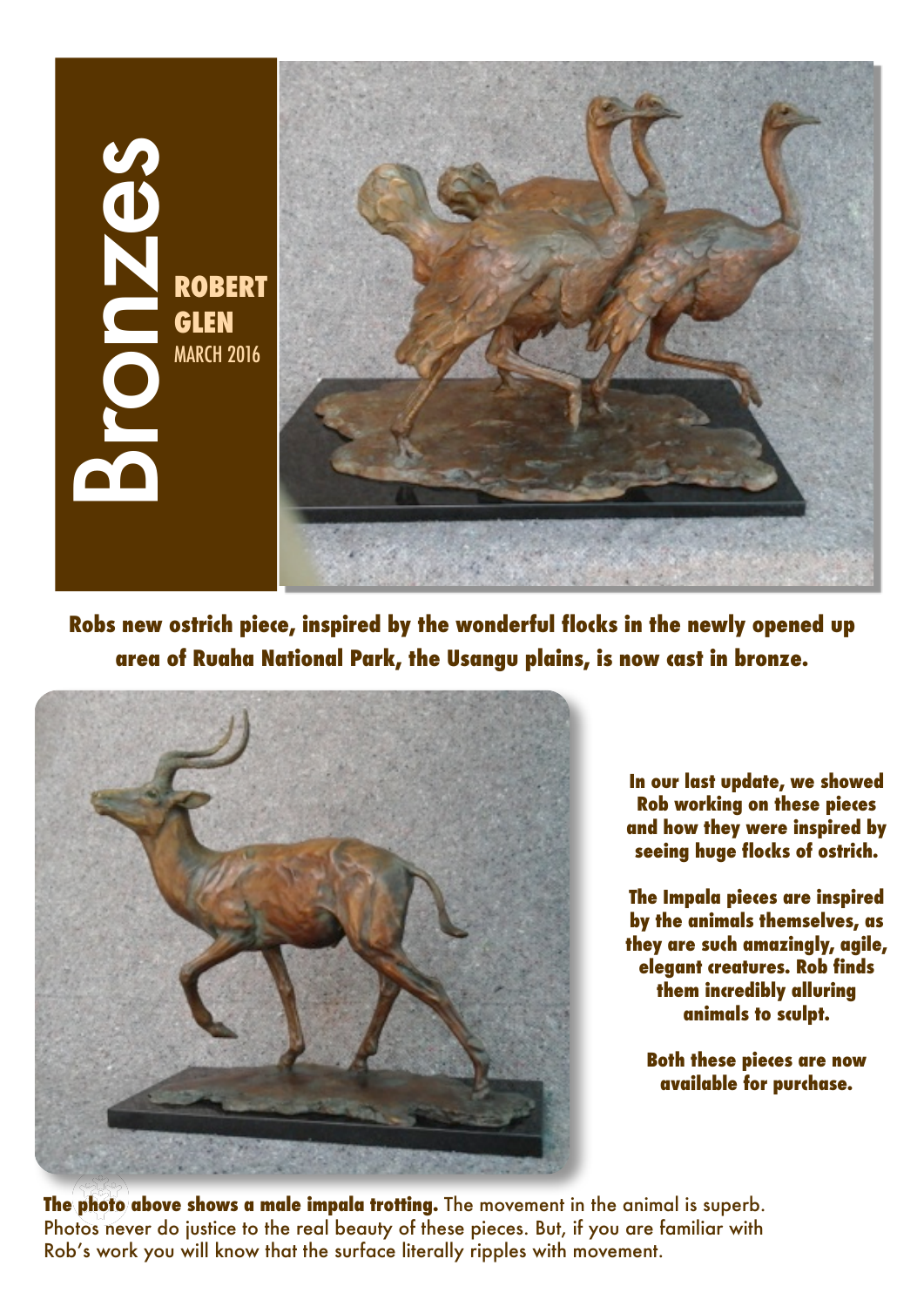# Bronzes

**ROBERT GLEN**

MARCH 2016

**Robs new ostrich piece, inspired by the wonderful flocks in the newly opened up area of Ruaha National Park, the Usangu plains, is now cast in bronze.**

**In our last update, we showed Rob working on these pieces and how they were inspired by seeing huge flocks of ostrich.**

**The Impala pieces are inspired by the animals themselves, as they are such amazingly, agile, elegant creatures. Rob finds them incredibly alluring animals to sculpt.**

**Both these pieces are now available for purchase.**

**The photo above shows a male impala trotting.** The movement in the animal is superb. Photos never do justice to the real beauty of these pieces. But, if you are familiar with Rob's work you will know that the surface literally ripples with movement.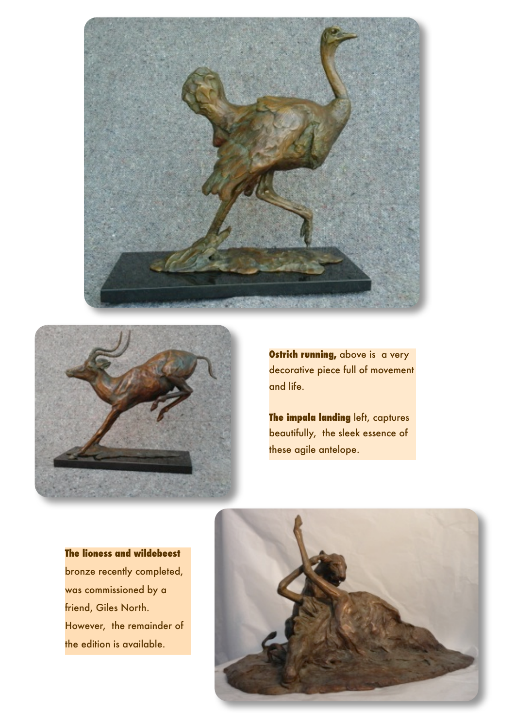**Ostrich running,** above is a very decorative piece full of movement and life.

**The impala landing** left, captures beautifully, the sleek essence of these agile antelope.

**The lioness and wildebeest** bronze recently completed, was commissioned by a friend, Giles North. However, the remainder of the edition is available.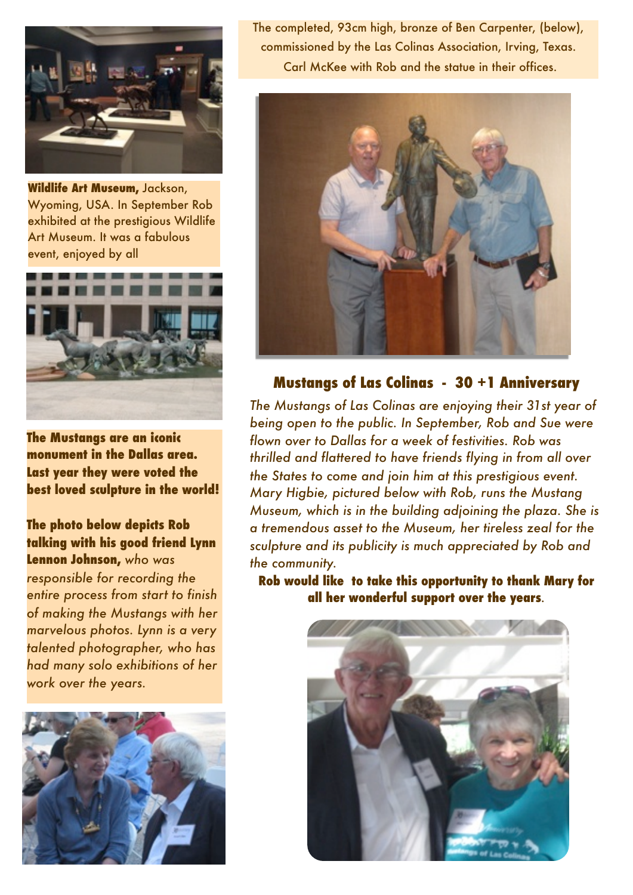**Wildlife Art Museum,** Jackson, Wyoming, USA. In September Rob exhibited at the prestigious Wildlife Art Museum. It was a fabulous event, enjoyed by all

**The Mustangs are an iconic monument in the Dallas area. Last year they were voted the best loved sculpture in the world!**

**The photo below depicts Rob talking with his good friend Lynn Lennon Johnson,** *who was responsible for recording the entire process from start to finish of making the Mustangs with her marvelous photos. Lynn is a very talented photographer, who has had many solo exhibitions of her work over the years.*

The completed, 93cm high, bronze of Ben Carpenter, (below), commissioned by the Las Colinas Association, Irving, Texas. Carl McKee with Rob and the statue in their offices.

## Mustangs of Las Colinas - 30 +1 Anniversary

*The Mustangs of Las Colinas are enjoying their 31st year of being open to the public. In September, Rob and Sue were flown over to Dallas for a week of festivities. Rob was thrilled and flattered to have friends flying in from all over the States to come and join him at this prestigious event. Mary Higbie, pictured below with Rob, runs the Mustang Museum, which is in the building adjoining the plaza. She is a tremendous asset to the Museum, her tireless zeal for the sculpture and its publicity is much appreciated by Rob and the community.*

**Rob would like to take this opportunity to thank Mary for all her wonderful support over the years**.